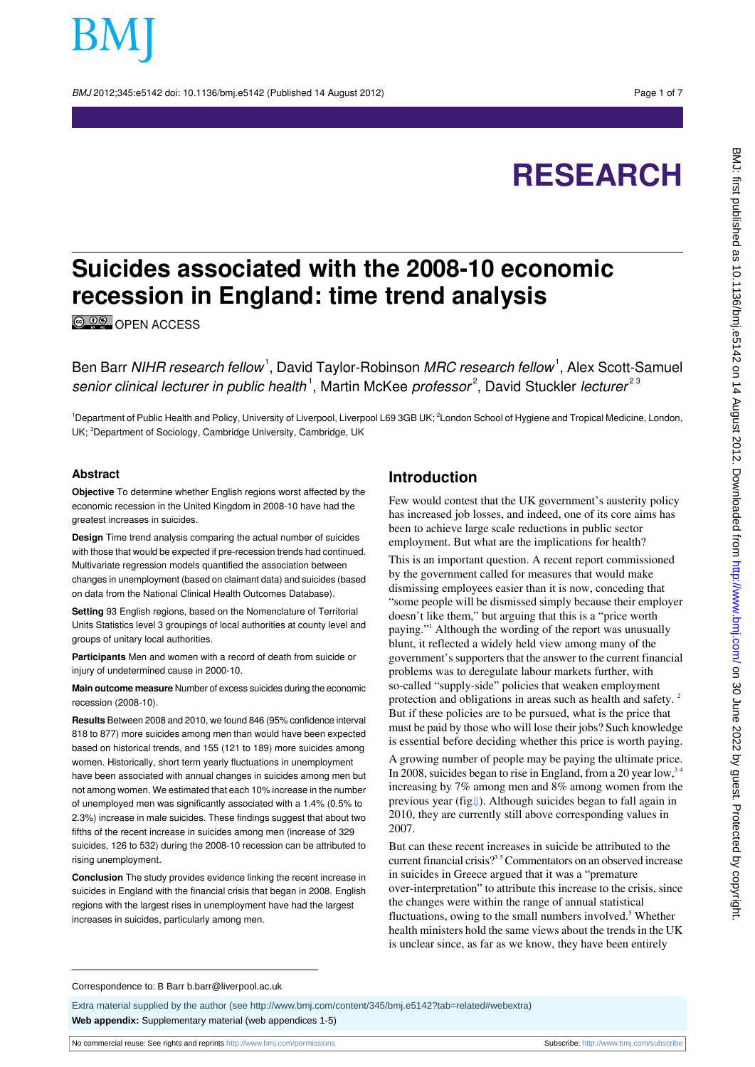# Suicides associated with the 2008-10 economic recession in England: time trend analysis

OPEN ACCESS

Ben Barr *NIHR research fellow*[1], David Taylor-Robinson *MRC research fellow*[1], Alex Scott-Samuel *senior clinical lecturer in public health*[1], Martin McKee *professor*[2], David Stuckler *lecturer*[2,3]

[1]Department of Public Health and Policy, University of Liverpool, Liverpool L69 3GB UK; [2]London School of Hygiene and Tropical Medicine, London, UK; [3]Department of Sociology, Cambridge University, Cambridge, UK

## Abstract

**Objective** To determine whether English regions worst affected by the economic recession in the United Kingdom in 2008-10 have had the greatest increases in suicides.

**Design** Time trend analysis comparing the actual number of suicides with those that would be expected if pre-recession trends had continued. Multivariate regression models quantified the association between changes in unemployment (based on claimant data) and suicides (based on data from the National Clinical Health Outcomes Database).

**Setting** 93 English regions, based on the Nomenclature of Territorial Units Statistics level 3 groupings of local authorities at county level and groups of unitary local authorities.

**Participants** Men and women with a record of death from suicide or injury of undetermined cause in 2000-10.

**Main outcome measure** Number of excess suicides during the economic recession (2008-10).

**Results** Between 2008 and 2010, we found 846 (95% confidence interval 818 to 877) more suicides among men than would have been expected based on historical trends, and 155 (121 to 189) more suicides among women. Historically, short term yearly fluctuations in unemployment have been associated with annual changes in suicides among men but not among women. We estimated that each 10% increase in the number of unemployed men was significantly associated with a 1.4% (0.5% to 2.3%) increase in male suicides. These findings suggest that about two fifths of the recent increase in suicides among men (increase of 329 suicides, 126 to 532) during the 2008-10 recession can be attributed to rising unemployment.

**Conclusion** The study provides evidence linking the recent increase in suicides in England with the financial crisis that began in 2008. English regions with the largest rises in unemployment have had the largest increases in suicides, particularly among men.

## Introduction

Few would contest that the UK government's austerity policy has increased job losses, and indeed, one of its core aims has been to achieve large scale reductions in public sector employment. But what are the implications for health?

This is an important question. A recent report commissioned by the government called for measures that would make dismissing employees easier than it is now, conceding that "some people will be dismissed simply because their employer doesn't like them," but arguing that this is a "price worth paying."[1] Although the wording of the report was unusually blunt, it reflected a widely held view among many of the government's supporters that the answer to the current financial problems was to deregulate labour markets further, with so-called "supply-side" policies that weaken employment protection and obligations in areas such as health and safety.[2] But if these policies are to be pursued, what is the price that must be paid by those who will lose their jobs? Such knowledge is essential before deciding whether this price is worth paying.

A growing number of people may be paying the ultimate price. In 2008, suicides began to rise in England, from a 20 year low,[3,4] increasing by 7% among men and 8% among women from the previous year (fig⇓). Although suicides began to fall again in 2010, they are currently still above corresponding values in 2007.

But can these recent increases in suicide be attributed to the current financial crisis?[3,5] Commentators on an observed increase in suicides in Greece argued that it was a "premature over-interpretation" to attribute this increase to the crisis, since the changes were within the range of annual statistical fluctuations, owing to the small numbers involved.[5] Whether health ministers hold the same views about the trends in the UK is unclear since, as far as we know, they have been entirely

Correspondence to: B Barr b.barr@liverpool.ac.uk

Extra material supplied by the author (see http://www.bmj.com/content/345/bmj.e5142?tab=related#webextra)

**Web appendix:** Supplementary material (web appendices 1-5)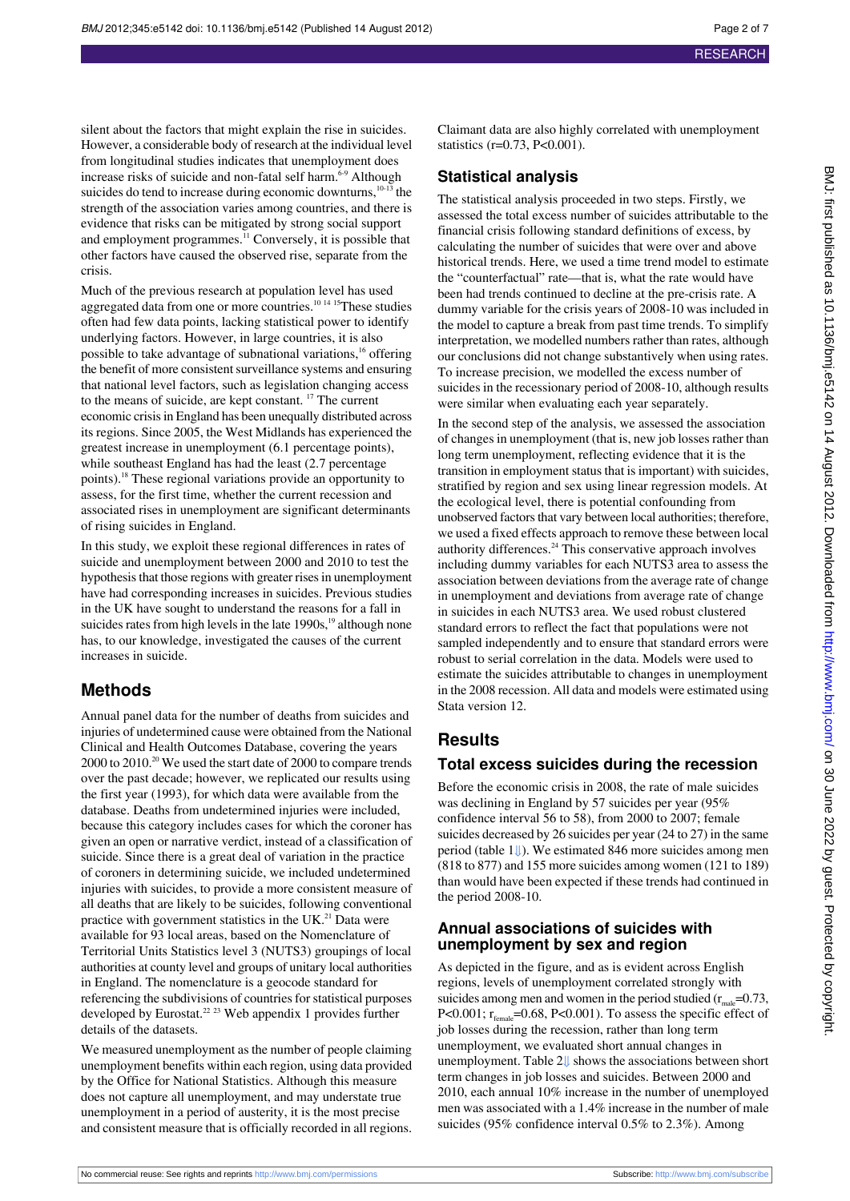silent about the factors that might explain the rise in suicides. However, a considerable body of research at the individual level from longitudinal studies indicates that unemployment does increase risks of suicide and non-fatal self harm.[6-9] Although suicides do tend to increase during economic downturns,[10-13] the strength of the association varies among countries, and there is evidence that risks can be mitigated by strong social support and employment programmes.[11] Conversely, it is possible that other factors have caused the observed rise, separate from the crisis.

Much of the previous research at population level has used aggregated data from one or more countries.[10 14 15] These studies often had few data points, lacking statistical power to identify underlying factors. However, in large countries, it is also possible to take advantage of subnational variations,[16] offering the benefit of more consistent surveillance systems and ensuring that national level factors, such as legislation changing access to the means of suicide, are kept constant.[17] The current economic crisis in England has been unequally distributed across its regions. Since 2005, the West Midlands has experienced the greatest increase in unemployment (6.1 percentage points), while southeast England has had the least (2.7 percentage points).[18] These regional variations provide an opportunity to assess, for the first time, whether the current recession and associated rises in unemployment are significant determinants of rising suicides in England.

In this study, we exploit these regional differences in rates of suicide and unemployment between 2000 and 2010 to test the hypothesis that those regions with greater rises in unemployment have had corresponding increases in suicides. Previous studies in the UK have sought to understand the reasons for a fall in suicides rates from high levels in the late 1990s,[19] although none has, to our knowledge, investigated the causes of the current increases in suicide.

## Methods

Annual panel data for the number of deaths from suicides and injuries of undetermined cause were obtained from the National Clinical and Health Outcomes Database, covering the years 2000 to 2010.[20] We used the start date of 2000 to compare trends over the past decade; however, we replicated our results using the first year (1993), for which data were available from the database. Deaths from undetermined injuries were included, because this category includes cases for which the coroner has given an open or narrative verdict, instead of a classification of suicide. Since there is a great deal of variation in the practice of coroners in determining suicide, we included undetermined injuries with suicides, to provide a more consistent measure of all deaths that are likely to be suicides, following conventional practice with government statistics in the UK.[21] Data were available for 93 local areas, based on the Nomenclature of Territorial Units Statistics level 3 (NUTS3) groupings of local authorities at county level and groups of unitary local authorities in England. The nomenclature is a geocode standard for referencing the subdivisions of countries for statistical purposes developed by Eurostat.[22 23] Web appendix 1 provides further details of the datasets.

We measured unemployment as the number of people claiming unemployment benefits within each region, using data provided by the Office for National Statistics. Although this measure does not capture all unemployment, and may understate true unemployment in a period of austerity, it is the most precise and consistent measure that is officially recorded in all regions. Claimant data are also highly correlated with unemployment statistics (r=0.73, P<0.001).

## Statistical analysis

The statistical analysis proceeded in two steps. Firstly, we assessed the total excess number of suicides attributable to the financial crisis following standard definitions of excess, by calculating the number of suicides that were over and above historical trends. Here, we used a time trend model to estimate the "counterfactual" rate—that is, what the rate would have been had trends continued to decline at the pre-crisis rate. A dummy variable for the crisis years of 2008-10 was included in the model to capture a break from past time trends. To simplify interpretation, we modelled numbers rather than rates, although our conclusions did not change substantively when using rates. To increase precision, we modelled the excess number of suicides in the recessionary period of 2008-10, although results were similar when evaluating each year separately.

In the second step of the analysis, we assessed the association of changes in unemployment (that is, new job losses rather than long term unemployment, reflecting evidence that it is the transition in employment status that is important) with suicides, stratified by region and sex using linear regression models. At the ecological level, there is potential confounding from unobserved factors that vary between local authorities; therefore, we used a fixed effects approach to remove these between local authority differences.[24] This conservative approach involves including dummy variables for each NUTS3 area to assess the association between deviations from the average rate of change in unemployment and deviations from average rate of change in suicides in each NUTS3 area. We used robust clustered standard errors to reflect the fact that populations were not sampled independently and to ensure that standard errors were robust to serial correlation in the data. Models were used to estimate the suicides attributable to changes in unemployment in the 2008 recession. All data and models were estimated using Stata version 12.

## Results

### Total excess suicides during the recession

Before the economic crisis in 2008, the rate of male suicides was declining in England by 57 suicides per year (95% confidence interval 56 to 58), from 2000 to 2007; female suicides decreased by 26 suicides per year (24 to 27) in the same period (table 1). We estimated 846 more suicides among men (818 to 877) and 155 more suicides among women (121 to 189) than would have been expected if these trends had continued in the period 2008-10.

### Annual associations of suicides with unemployment by sex and region

As depicted in the figure, and as is evident across English regions, levels of unemployment correlated strongly with suicides among men and women in the period studied ($r_{male}$=0.73, P<0.001; $r_{female}$=0.68, P<0.001). To assess the specific effect of job losses during the recession, rather than long term unemployment, we evaluated short annual changes in unemployment. Table 2 shows the associations between short term changes in job losses and suicides. Between 2000 and 2010, each annual 10% increase in the number of unemployed men was associated with a 1.4% increase in the number of male suicides (95% confidence interval 0.5% to 2.3%). Among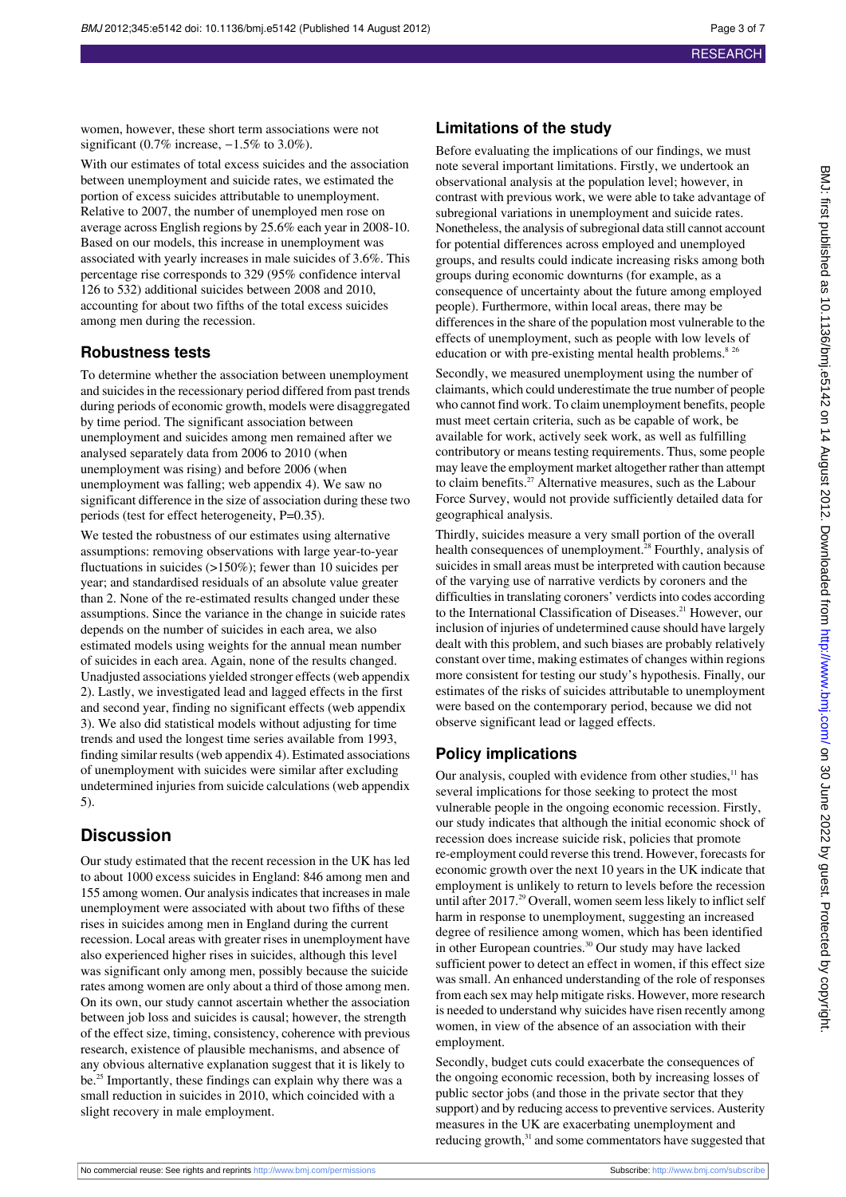women, however, these short term associations were not significant (0.7% increase, −1.5% to 3.0%).

With our estimates of total excess suicides and the association between unemployment and suicide rates, we estimated the portion of excess suicides attributable to unemployment. Relative to 2007, the number of unemployed men rose on average across English regions by 25.6% each year in 2008-10. Based on our models, this increase in unemployment was associated with yearly increases in male suicides of 3.6%. This percentage rise corresponds to 329 (95% confidence interval 126 to 532) additional suicides between 2008 and 2010, accounting for about two fifths of the total excess suicides among men during the recession.

## Robustness tests

To determine whether the association between unemployment and suicides in the recessionary period differed from past trends during periods of economic growth, models were disaggregated by time period. The significant association between unemployment and suicides among men remained after we analysed separately data from 2006 to 2010 (when unemployment was rising) and before 2006 (when unemployment was falling; web appendix 4). We saw no significant difference in the size of association during these two periods (test for effect heterogeneity, P=0.35).

We tested the robustness of our estimates using alternative assumptions: removing observations with large year-to-year fluctuations in suicides (>150%); fewer than 10 suicides per year; and standardised residuals of an absolute value greater than 2. None of the re-estimated results changed under these assumptions. Since the variance in the change in suicide rates depends on the number of suicides in each area, we also estimated models using weights for the annual mean number of suicides in each area. Again, none of the results changed. Unadjusted associations yielded stronger effects (web appendix 2). Lastly, we investigated lead and lagged effects in the first and second year, finding no significant effects (web appendix 3). We also did statistical models without adjusting for time trends and used the longest time series available from 1993, finding similar results (web appendix 4). Estimated associations of unemployment with suicides were similar after excluding undetermined injuries from suicide calculations (web appendix 5).

# Discussion

Our study estimated that the recent recession in the UK has led to about 1000 excess suicides in England: 846 among men and 155 among women. Our analysis indicates that increases in male unemployment were associated with about two fifths of these rises in suicides among men in England during the current recession. Local areas with greater rises in unemployment have also experienced higher rises in suicides, although this level was significant only among men, possibly because the suicide rates among women are only about a third of those among men. On its own, our study cannot ascertain whether the association between job loss and suicides is causal; however, the strength of the effect size, timing, consistency, coherence with previous research, existence of plausible mechanisms, and absence of any obvious alternative explanation suggest that it is likely to be.[25] Importantly, these findings can explain why there was a small reduction in suicides in 2010, which coincided with a slight recovery in male employment.

## Limitations of the study

Before evaluating the implications of our findings, we must note several important limitations. Firstly, we undertook an observational analysis at the population level; however, in contrast with previous work, we were able to take advantage of subregional variations in unemployment and suicide rates. Nonetheless, the analysis of subregional data still cannot account for potential differences across employed and unemployed groups, and results could indicate increasing risks among both groups during economic downturns (for example, as a consequence of uncertainty about the future among employed people). Furthermore, within local areas, there may be differences in the share of the population most vulnerable to the effects of unemployment, such as people with low levels of education or with pre-existing mental health problems.[8,26]

Secondly, we measured unemployment using the number of claimants, which could underestimate the true number of people who cannot find work. To claim unemployment benefits, people must meet certain criteria, such as be capable of work, be available for work, actively seek work, as well as fulfilling contributory or means testing requirements. Thus, some people may leave the employment market altogether rather than attempt to claim benefits.[27] Alternative measures, such as the Labour Force Survey, would not provide sufficiently detailed data for geographical analysis.

Thirdly, suicides measure a very small portion of the overall health consequences of unemployment.[28] Fourthly, analysis of suicides in small areas must be interpreted with caution because of the varying use of narrative verdicts by coroners and the difficulties in translating coroners' verdicts into codes according to the International Classification of Diseases.[21] However, our inclusion of injuries of undetermined cause should have largely dealt with this problem, and such biases are probably relatively constant over time, making estimates of changes within regions more consistent for testing our study's hypothesis. Finally, our estimates of the risks of suicides attributable to unemployment were based on the contemporary period, because we did not observe significant lead or lagged effects.

## Policy implications

Our analysis, coupled with evidence from other studies,[11] has several implications for those seeking to protect the most vulnerable people in the ongoing economic recession. Firstly, our study indicates that although the initial economic shock of recession does increase suicide risk, policies that promote re-employment could reverse this trend. However, forecasts for economic growth over the next 10 years in the UK indicate that employment is unlikely to return to levels before the recession until after 2017.[29] Overall, women seem less likely to inflict self harm in response to unemployment, suggesting an increased degree of resilience among women, which has been identified in other European countries.[30] Our study may have lacked sufficient power to detect an effect in women, if this effect size was small. An enhanced understanding of the role of responses from each sex may help mitigate risks. However, more research is needed to understand why suicides have risen recently among women, in view of the absence of an association with their employment.

Secondly, budget cuts could exacerbate the consequences of the ongoing economic recession, both by increasing losses of public sector jobs (and those in the private sector that they support) and by reducing access to preventive services. Austerity measures in the UK are exacerbating unemployment and reducing growth,[31] and some commentators have suggested that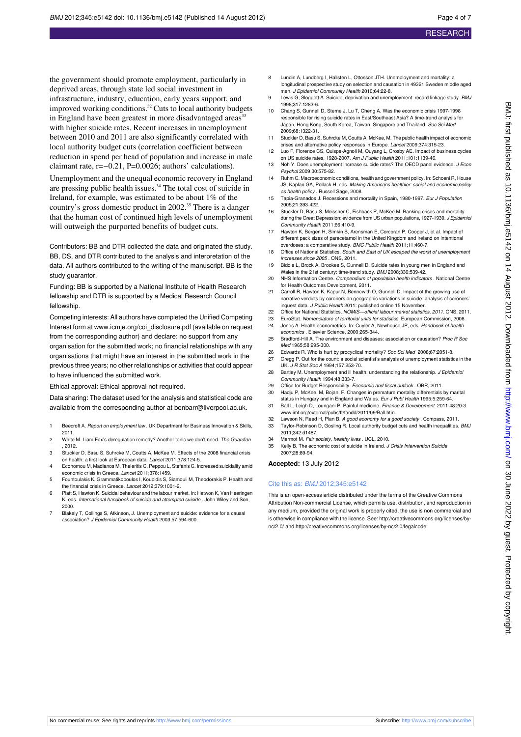the government should promote employment, particularly in deprived areas, through state led social investment in infrastructure, industry, education, early years support, and improved working conditions.[32] Cuts to local authority budgets in England have been greatest in more disadvantaged areas[33] with higher suicide rates. Recent increases in unemployment between 2010 and 2011 are also significantly correlated with local authority budget cuts (correlation coefficient between reduction in spend per head of population and increase in male claimant rate, $r=-0.21$, $P=0.0026$; authors' calculations).

Unemployment and the unequal economic recovery in England are pressing public health issues.[34] The total cost of suicide in Ireland, for example, was estimated to be about 1% of the country's gross domestic product in 2002.[35] There is a danger that the human cost of continued high levels of unemployment will outweigh the purported benefits of budget cuts.

Contributors: BB and DTR collected the data and originated the study. BB, DS, and DTR contributed to the analysis and interpretation of the data. All authors contributed to the writing of the manuscript. BB is the study guarantor.

Funding: BB is supported by a National Institute of Health Research fellowship and DTR is supported by a Medical Research Council fellowship.

Competing interests: All authors have completed the Unified Competing Interest form at www.icmje.org/coi_disclosure.pdf (available on request from the corresponding author) and declare: no support from any organisation for the submitted work; no financial relationships with any organisations that might have an interest in the submitted work in the previous three years; no other relationships or activities that could appear to have influenced the submitted work.

Ethical approval: Ethical approval not required.

Data sharing: The dataset used for the analysis and statistical code are available from the corresponding author at benbarr@liverpool.ac.uk.

1. Beecroft A. *Report on employment law*. UK Department for Business Innovation & Skills, 2011.
2. White M. Liam Fox's deregulation remedy? Another tonic we don't need. *The Guardian*, 2012.
3. Stuckler D, Basu S, Suhrcke M, Coutts A, McKee M. Effects of the 2008 financial crisis on health: a first look at European data. *Lancet* 2011;378:124-5.
4. Economou M, Madianos M, Theleritis C, Peppou L, Stefanis C. Increased suicidality amid economic crisis in Greece. *Lancet* 2011;378:1459.
5. Fountoulakis K, Grammatikopoulos I, Koupidis S, Siamouli M, Theodorakis P. Health and the financial crisis in Greece. *Lancet* 2012;379:1001-2.
6. Platt S, Hawton K. Suicidal behaviour and the labour market. In: Hatwon K, Van Heeringen K, eds. *International handbook of suicide and attempted suicide*. John Wiley and Son, 2000.
7. Blakely T, Collings S, Atkinson, J. Unemployment and suicide: evidence for a causal association? *J Epidemiol Community Health* 2003;57:594-600.
8. Lundin A, Lundberg I, Hallsten L, Ottosson JTH. Unemployment and mortality: a longitudinal prospective study on selection and causation in 49321 Sweden middle aged men. *J Epidemiol Community Health* 2010;64:22-8.
9. Lewis G, Sloggett A. Suicide, deprivation and unemployment: record linkage study. *BMJ* 1998;317:1283-6.
10. Chang S, Gunnell D, Sterne J, Lu T, Cheng A. Was the economic crisis 1997-1998 responsible for rising suicide rates in East/Southeast Asia? A time-trend analysis for Japan, Hong Kong, South Korea, Taiwan, Singapore and Thailand. *Soc Sci Med* 2009;68:1322-31.
11. Stuckler D, Basu S, Suhrcke M, Coutts A, McKee, M. The public health impact of economic crises and alternative policy responses in Europe. *Lancet* 2009;374:315-23.
12. Luo F, Florence CS, Quispe-Agnoli M, Ouyang L, Crosby AE. Impact of business cycles on US suicide rates, 1928-2007. *Am J Public Health* 2011;101:1139-46.
13. Noh Y. Does unemployment increase suicide rates? The OECD panel evidence. *J Econ Psychol* 2009;30:575-82.
14. Ruhm C. Macroeconomic conditions, health and government policy. In: Schoeni R, House JS, Kaplan GA, Pollack H, eds. *Making Americans healthier: social and economic policy as health policy*. Russell Sage, 2008.
15. Tapia-Granados J. Recessions and mortality in Spain, 1980-1997. *Eur J Population* 2005;21:393-422.
16. Stuckler D, Basu S, Meissner C, Fishback P, McKee M. Banking crises and mortality during the Great Depression: evidence from US urban populations, 1927-1939. *J Epidemiol Community Health* 2011;66:410-9.
17. Hawton K, Bergen H, Simkin S, Arensman E, Corcoran P, Cooper J, et al. Impact of different pack sizes of paracetamol in the United Kingdom and Ireland on intentional overdoses: a comparative study. *BMC Public Health* 2011;11:460-7.
18. Office of National Statistics. *South and East of UK escaped the worst of unemployment increases since 2005*. ONS, 2011.
19. Biddle L, Brock A, Brookes S, Gunnell D. Suicide rates in young men in England and Wales in the 21st century: time-trend study. *BMJ* 2008;336:539-42.
20. NHS Information Centre. *Compendium of population health indicators*. National Centre for Health Outcomes Development, 2011.
21. Carroll R, Hawton K, Kapur N, Bennewith O, Gunnell D. Impact of the growing use of narrative verdicts by coroners on geographic variations in suicide: analysis of coroners' inquest data. *J Public Health* 2011: published online 15 November.
22. Office for National Statistics. *NOMIS—official labour market statistics, 2011*. ONS, 2011.
23. EuroStat. *Nomenclature of territorial units for statistics*. European Commission, 2008.
24. Jones A. Health econometrics. In: Cuyler A, Newhouse JP, eds. *Handbook of health economics*. Elsevier Science, 2000;265-344.
25. Bradford-Hill A. The environment and diseases: association or causation? *Proc R Soc Med* 1965;58:295-300.
26. Edwards R. Who is hurt by procyclical mortality? *Soc Sci Med* 2008;67:2051-8.
27. Gregg P. Out for the count: a social scientist's analysis of unemployment statistics in the UK. *J R Stat Soc A* 1994;157:253-70.
28. Bartley M. Unemployment and ill health: understanding the relationship. *J Epidemiol Community Health* 1994;48:333-7.
29. Office for Budget Responsibility. *Economic and fiscal outlook*. OBR, 2011.
30. Hadju P, McKee, M, Bojan, F. Changes in premature mortality differentials by marital status in Hungary and in England and Wales. *Eur J Publ Health* 1995;5:259-64.
31. Ball L, Leigh D, Loungani P. Painful medicine. *Finance & Development* 2011;48:20-3. www.imf.org/external/pubs/ft/fandd/2011/09/Ball.htm.
32. Lawson N, Reed H, Plan B. *A good economy for a good society*. Compass, 2011.
33. Taylor-Robinson D, Gosling R. Local authority budget cuts and health inequalities. *BMJ* 2011;342:d1487.
34. Marmot M. *Fair society, healthy lives*. UCL, 2010.
35. Kelly B. The economic cost of suicide in Ireland. *J Crisis Intervention Suicide* 2007;28:89-94.

**Accepted:** 13 July 2012

Cite this as: *BMJ* 2012;345:e5142

This is an open-access article distributed under the terms of the Creative Commons Attribution Non-commercial License, which permits use, distribution, and reproduction in any medium, provided the original work is properly cited, the use is non commercial and is otherwise in compliance with the license. See: http://creativecommons.org/licenses/by-nc/2.0/ and http://creativecommons.org/licenses/by-nc/2.0/legalcode.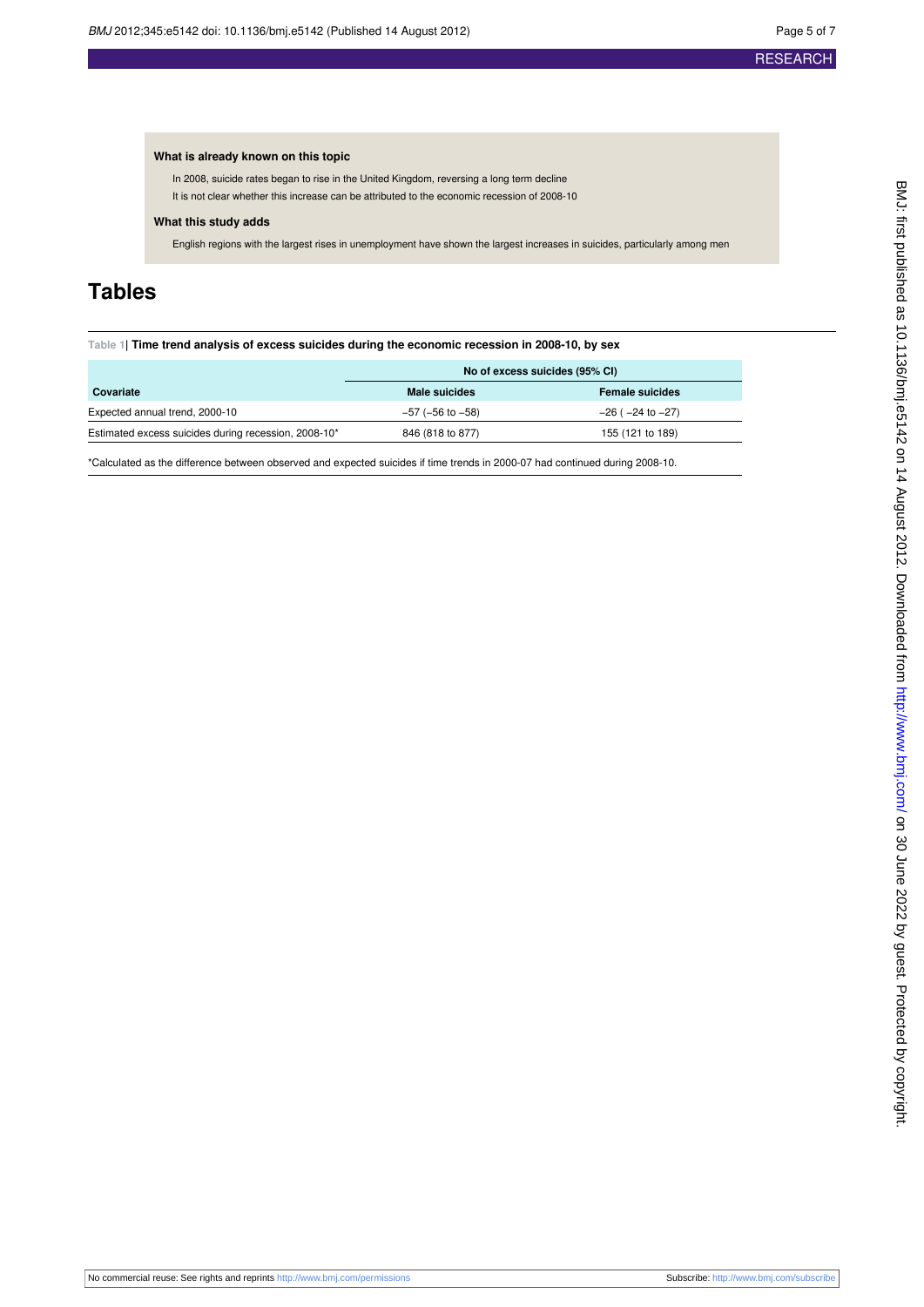### What is already known on this topic

In 2008, suicide rates began to rise in the United Kingdom, reversing a long term decline

It is not clear whether this increase can be attributed to the economic recession of 2008-10

### What this study adds

English regions with the largest rises in unemployment have shown the largest increases in suicides, particularly among men

# Tables

**Table 1| Time trend analysis of excess suicides during the economic recession in 2008-10, by sex**

| | No of excess suicides (95% CI) | |
|---|---|---|
| **Covariate** | **Male suicides** | **Female suicides** |
| Expected annual trend, 2000-10 | −57 (−56 to −58) | −26 ( −24 to −27) |
| Estimated excess suicides during recession, 2008-10* | 846 (818 to 877) | 155 (121 to 189) |

*Calculated as the difference between observed and expected suicides if time trends in 2000-07 had continued during 2008-10.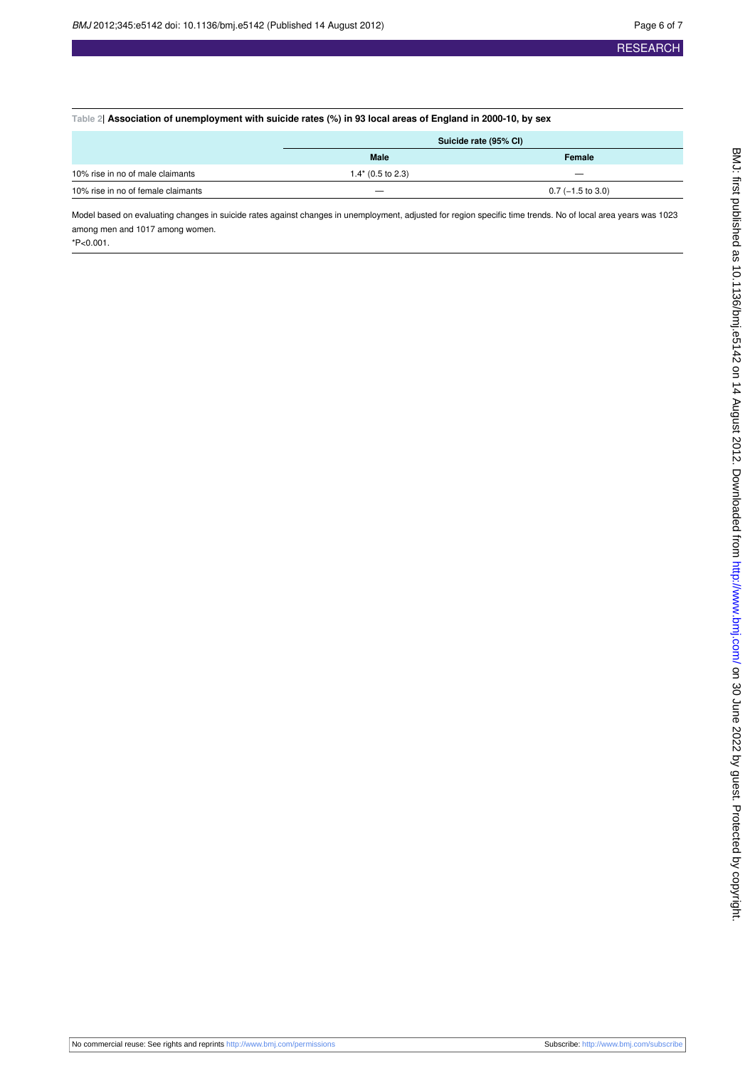**Table 2| Association of unemployment with suicide rates (%) in 93 local areas of England in 2000-10, by sex**

| | Suicide rate (95% CI) | |
|---|---|---|
| | Male | Female |
| 10% rise in no of male claimants | 1.4* (0.5 to 2.3) | — |
| 10% rise in no of female claimants | — | 0.7 (−1.5 to 3.0) |

Model based on evaluating changes in suicide rates against changes in unemployment, adjusted for region specific time trends. No of local area years was 1023 among men and 1017 among women.

*P<0.001.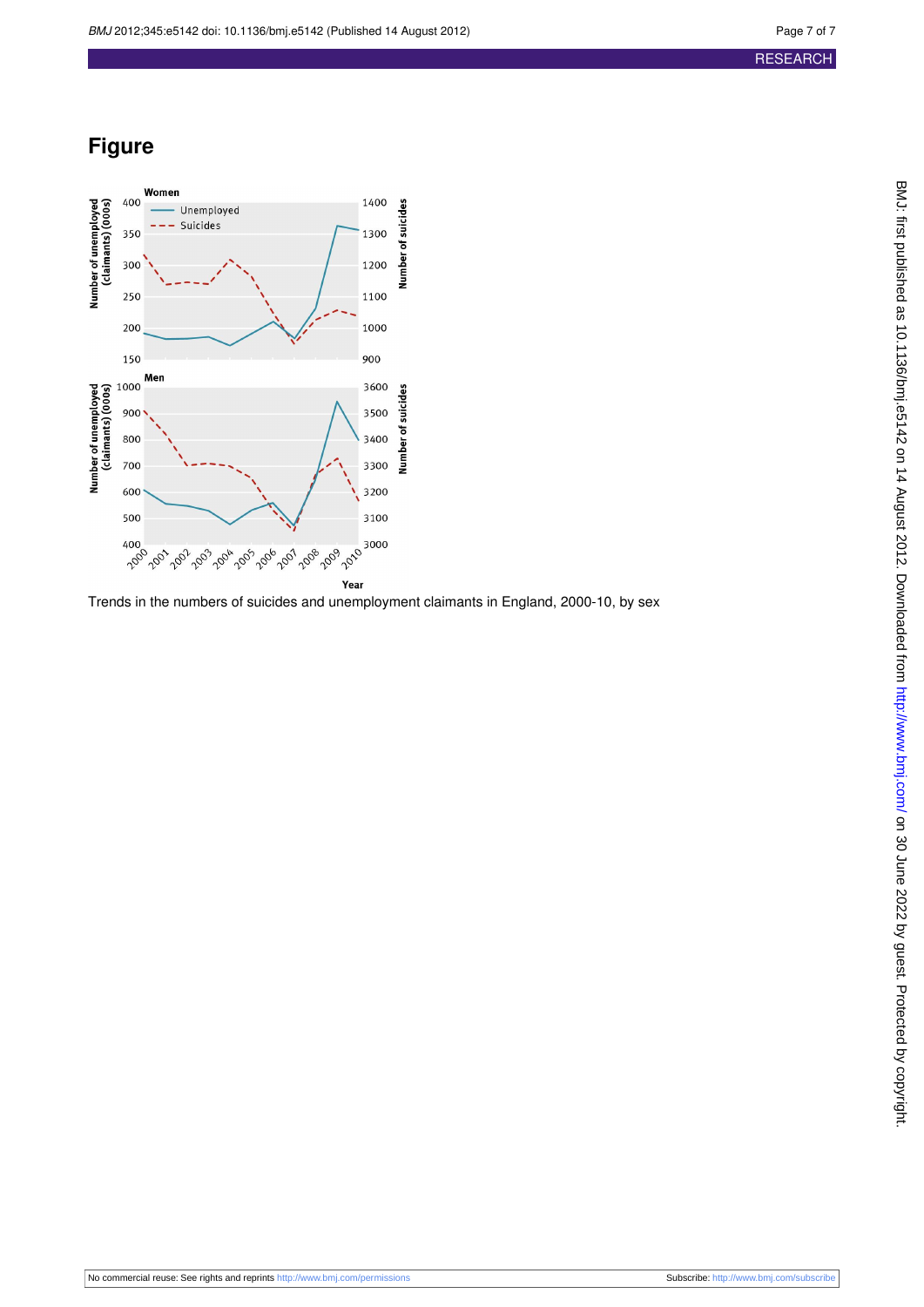# Figure

Women

Number of unemployed (claimants) (000s)

400
350
300
250
200
150

Unemployed
Suicides

Number of suicides

1400
1300
1200
1100
1000
900

Men

Number of unemployed (claimants) (000s)

1000
900
800
700
600
500
400

Number of suicides

3600
3500
3400
3300
3200
3100
3000

2000 2001 2002 2003 2004 2005 2006 2007 2008 2009 2010

Year

Trends in the numbers of suicides and unemployment claimants in England, 2000-10, by sex